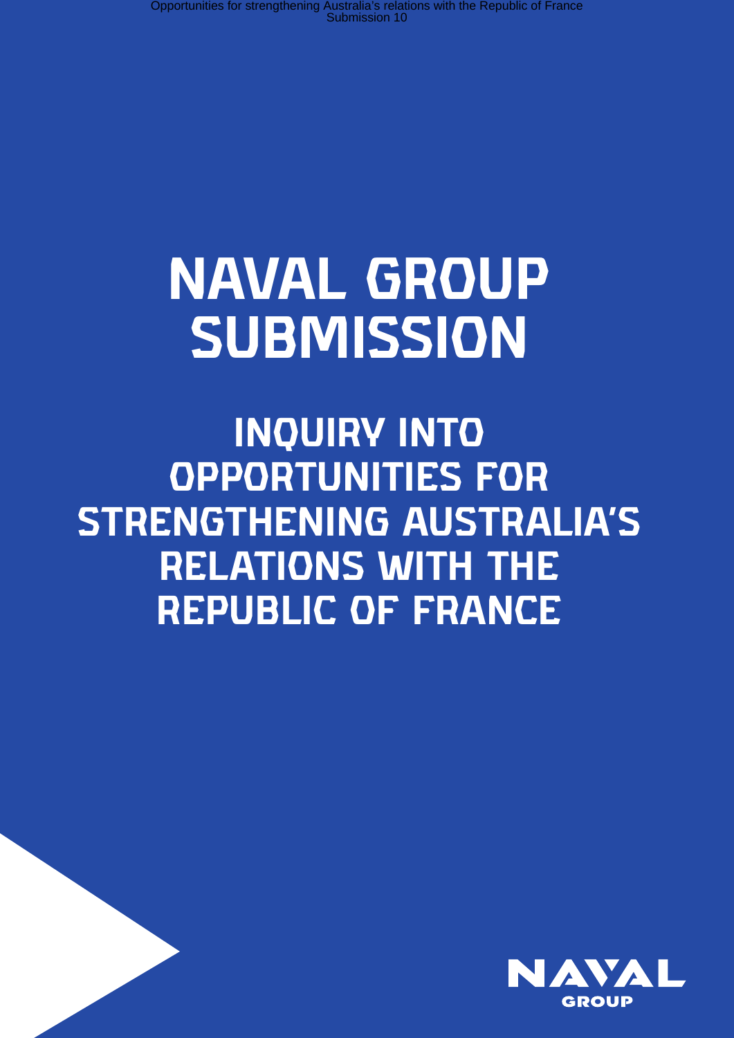# NAVAL GROUP SUBMISSION

## INQUIRY INTO OPPORTUNITIES FOR STRENGTHENING AUSTRALIA'S RELATIONS WITH THE REPUBLIC OF FRANCE

NAVAL GROUP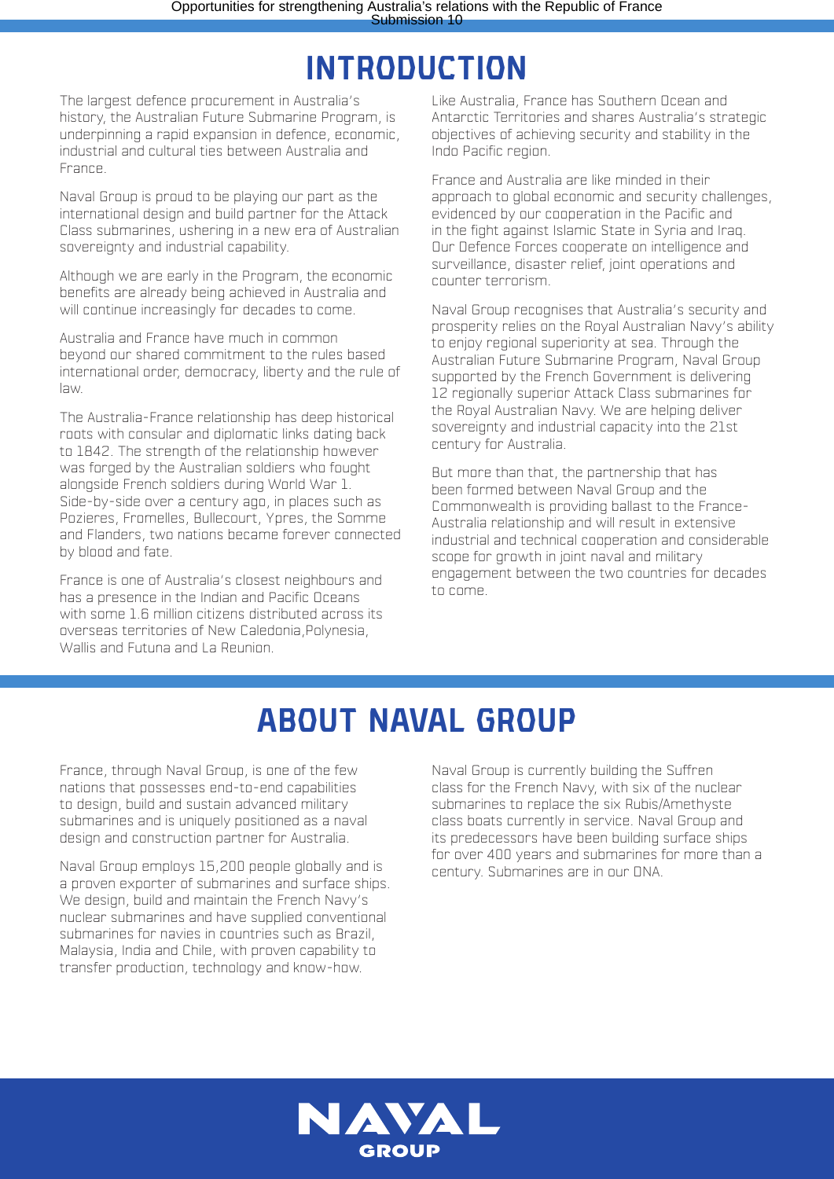# INTRODUCTION

The largest defence procurement in Australia's history, the Australian Future Submarine Program, is underpinning a rapid expansion in defence, economic, industrial and cultural ties between Australia and France.

Naval Group is proud to be playing our part as the international design and build partner for the Attack Class submarines, ushering in a new era of Australian sovereignty and industrial capability.

Although we are early in the Program, the economic benefits are already being achieved in Australia and will continue increasingly for decades to come.

Australia and France have much in common beyond our shared commitment to the rules based international order, democracy, liberty and the rule of law.

The Australia-France relationship has deep historical roots with consular and diplomatic links dating back to 1842. The strength of the relationship however was forged by the Australian soldiers who fought alongside French soldiers during World War 1. Side-by-side over a century ago, in places such as Pozieres, Fromelles, Bullecourt, Ypres, the Somme and Flanders, two nations became forever connected by blood and fate.

France is one of Australia's closest neighbours and has a presence in the Indian and Pacific Oceans with some 1.6 million citizens distributed across its overseas territories of New Caledonia,Polynesia, Wallis and Futuna and La Reunion.

Like Australia, France has Southern Ocean and Antarctic Territories and shares Australia's strategic objectives of achieving security and stability in the Indo Pacific region.

France and Australia are like minded in their approach to global economic and security challenges, evidenced by our cooperation in the Pacific and in the fight against Islamic State in Syria and Iraq. Our Defence Forces cooperate on intelligence and surveillance, disaster relief, joint operations and counter terrorism.

Naval Group recognises that Australia's security and prosperity relies on the Royal Australian Navy's ability to enjoy regional superiority at sea. Through the Australian Future Submarine Program, Naval Group supported by the French Government is delivering 12 regionally superior Attack Class submarines for the Royal Australian Navy. We are helping deliver sovereignty and industrial capacity into the 21st century for Australia.

But more than that, the partnership that has been formed between Naval Group and the Commonwealth is providing ballast to the France-Australia relationship and will result in extensive industrial and technical cooperation and considerable scope for growth in joint naval and military engagement between the two countries for decades to come.

# ABOUT NAVAL GROUP

France, through Naval Group, is one of the few nations that possesses end-to-end capabilities to design, build and sustain advanced military submarines and is uniquely positioned as a naval design and construction partner for Australia.

Naval Group employs 15,200 people globally and is a proven exporter of submarines and surface ships. We design, build and maintain the French Navy's nuclear submarines and have supplied conventional submarines for navies in countries such as Brazil, Malaysia, India and Chile, with proven capability to transfer production, technology and know-how.

Naval Group is currently building the Suffren class for the French Navy, with six of the nuclear submarines to replace the six Rubis/Amethyste class boats currently in service. Naval Group and its predecessors have been building surface ships for over 400 years and submarines for more than a century. Submarines are in our DNA.

NAVAL GROUP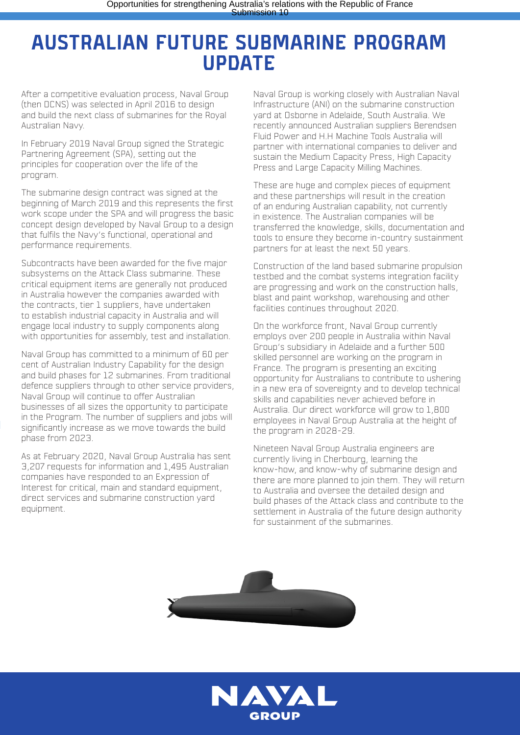# AUSTRALIAN FUTURE SUBMARINE PROGRAM UPDATE

After a competitive evaluation process, Naval Group (then DCNS) was selected in April 2016 to design and build the next class of submarines for the Royal Australian Navy.

In February 2019 Naval Group signed the Strategic Partnering Agreement (SPA), setting out the principles for cooperation over the life of the program.

The submarine design contract was signed at the beginning of March 2019 and this represents the first work scope under the SPA and will progress the basic concept design developed by Naval Group to a design that fulfils the Navy's functional, operational and performance requirements.

Subcontracts have been awarded for the five major subsystems on the Attack Class submarine. These critical equipment items are generally not produced in Australia however the companies awarded with the contracts, tier 1 suppliers, have undertaken to establish industrial capacity in Australia and will engage local industry to supply components along with opportunities for assembly, test and installation.

Naval Group has committed to a minimum of 60 per cent of Australian Industry Capability for the design and build phases for 12 submarines. From traditional defence suppliers through to other service providers, Naval Group will continue to offer Australian businesses of all sizes the opportunity to participate in the Program. The number of suppliers and jobs will significantly increase as we move towards the build phase from 2023.

As at February 2020, Naval Group Australia has sent 3,207 requests for information and 1,495 Australian companies have responded to an Expression of Interest for critical, main and standard equipment, direct services and submarine construction yard equipment.

Naval Group is working closely with Australian Naval Infrastructure (ANI) on the submarine construction yard at Osborne in Adelaide, South Australia. We recently announced Australian suppliers Berendsen Fluid Power and H.H Machine Tools Australia will partner with international companies to deliver and sustain the Medium Capacity Press, High Capacity Press and Large Capacity Milling Machines.

These are huge and complex pieces of equipment and these partnerships will result in the creation of an enduring Australian capability, not currently in existence. The Australian companies will be transferred the knowledge, skills, documentation and tools to ensure they become in-country sustainment partners for at least the next 50 years.

Construction of the land based submarine propulsion testbed and the combat systems integration facility are progressing and work on the construction halls, blast and paint workshop, warehousing and other facilities continues throughout 2020.

On the workforce front, Naval Group currently employs over 200 people in Australia within Naval Group's subsidiary in Adelaide and a further 500 skilled personnel are working on the program in France. The program is presenting an exciting opportunity for Australians to contribute to ushering in a new era of sovereignty and to develop technical skills and capabilities never achieved before in Australia. Our direct workforce will grow to 1,800 employees in Naval Group Australia at the height of the program in 2028-29.

Nineteen Naval Group Australia engineers are currently living in Cherbourg, learning the know-how, and know-why of submarine design and there are more planned to join them. They will return to Australia and oversee the detailed design and build phases of the Attack class and contribute to the settlement in Australia of the future design authority for sustainment of the submarines.

NAVAL GROUP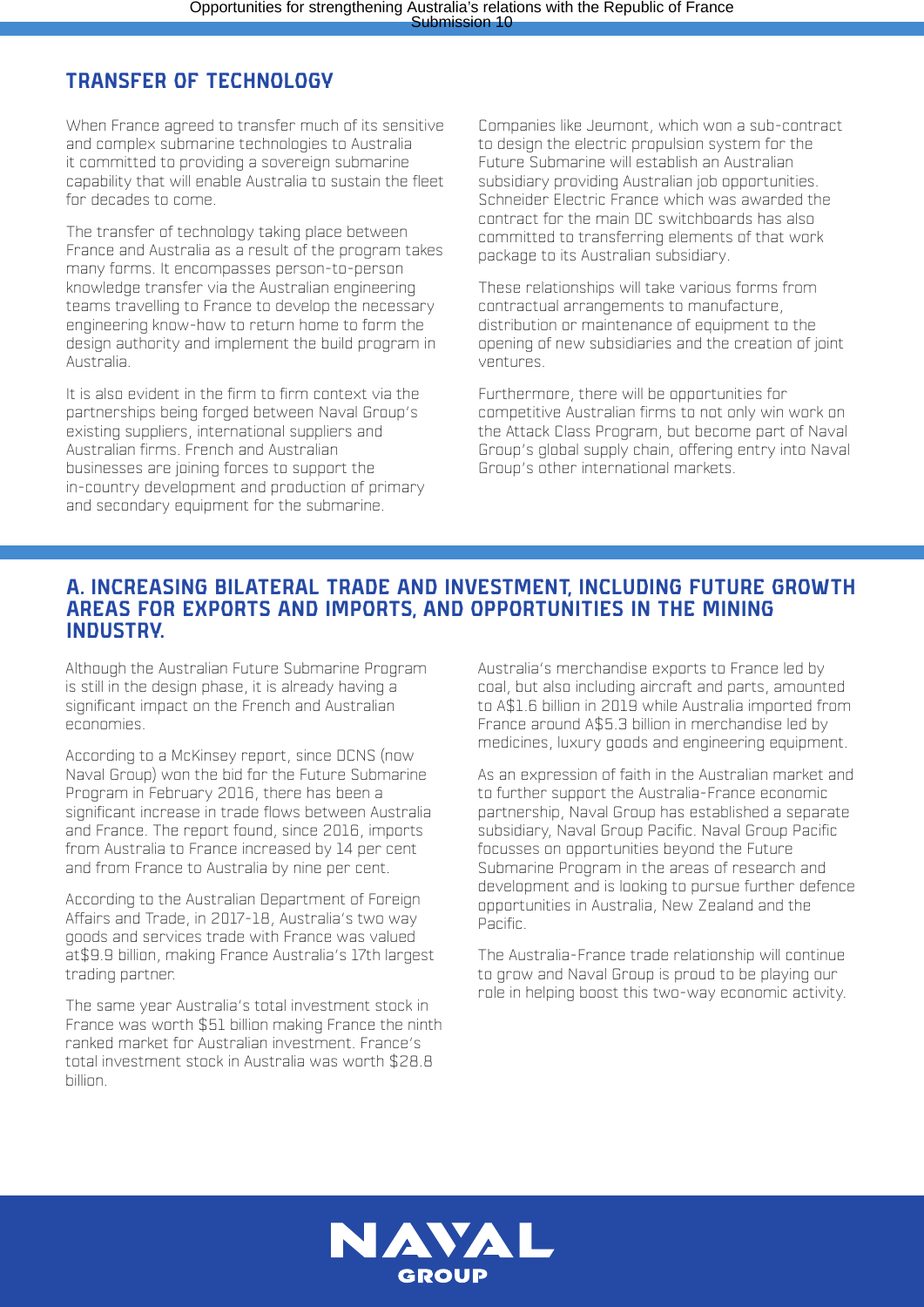## TRANSFER OF TECHNOLOGY

When France agreed to transfer much of its sensitive and complex submarine technologies to Australia it committed to providing a sovereign submarine capability that will enable Australia to sustain the fleet for decades to come.

The transfer of technology taking place between France and Australia as a result of the program takes many forms. It encompasses person-to-person knowledge transfer via the Australian engineering teams travelling to France to develop the necessary engineering know-how to return home to form the design authority and implement the build program in Australia.

It is also evident in the firm to firm context via the partnerships being forged between Naval Group's existing suppliers, international suppliers and Australian firms. French and Australian businesses are joining forces to support the in-country development and production of primary and secondary equipment for the submarine.

Companies like Jeumont, which won a sub-contract to design the electric propulsion system for the Future Submarine will establish an Australian subsidiary providing Australian job opportunities. Schneider Electric France which was awarded the contract for the main DC switchboards has also committed to transferring elements of that work package to its Australian subsidiary.

These relationships will take various forms from contractual arrangements to manufacture, distribution or maintenance of equipment to the opening of new subsidiaries and the creation of joint ventures.

Furthermore, there will be opportunities for competitive Australian firms to not only win work on the Attack Class Program, but become part of Naval Group's global supply chain, offering entry into Naval Group's other international markets.

## A. INCREASING BILATERAL TRADE AND INVESTMENT, INCLUDING FUTURE GROWTH AREAS FOR EXPORTS AND IMPORTS, AND OPPORTUNITIES IN THE MINING INDUSTRY.

Although the Australian Future Submarine Program is still in the design phase, it is already having a significant impact on the French and Australian economies.

According to a McKinsey report, since DCNS (now Naval Group) won the bid for the Future Submarine Program in February 2016, there has been a significant increase in trade flows between Australia and France. The report found, since 2016, imports from Australia to France increased by 14 per cent and from France to Australia by nine per cent.

According to the Australian Department of Foreign Affairs and Trade, in 2017-18, Australia's two way goods and services trade with France was valued at$9.9 billion, making France Australia's 17th largest trading partner.

The same year Australia's total investment stock in France was worth $51 billion making France the ninth ranked market for Australian investment. France's total investment stock in Australia was worth $28.8 billion.

Australia's merchandise exports to France led by coal, but also including aircraft and parts, amounted to A$1.6 billion in 2019 while Australia imported from France around A$5.3 billion in merchandise led by medicines, luxury goods and engineering equipment.

As an expression of faith in the Australian market and to further support the Australia-France economic partnership, Naval Group has established a separate subsidiary, Naval Group Pacific. Naval Group Pacific focusses on opportunities beyond the Future Submarine Program in the areas of research and development and is looking to pursue further defence opportunities in Australia, New Zealand and the Pacific.

The Australia-France trade relationship will continue to grow and Naval Group is proud to be playing our role in helping boost this two-way economic activity.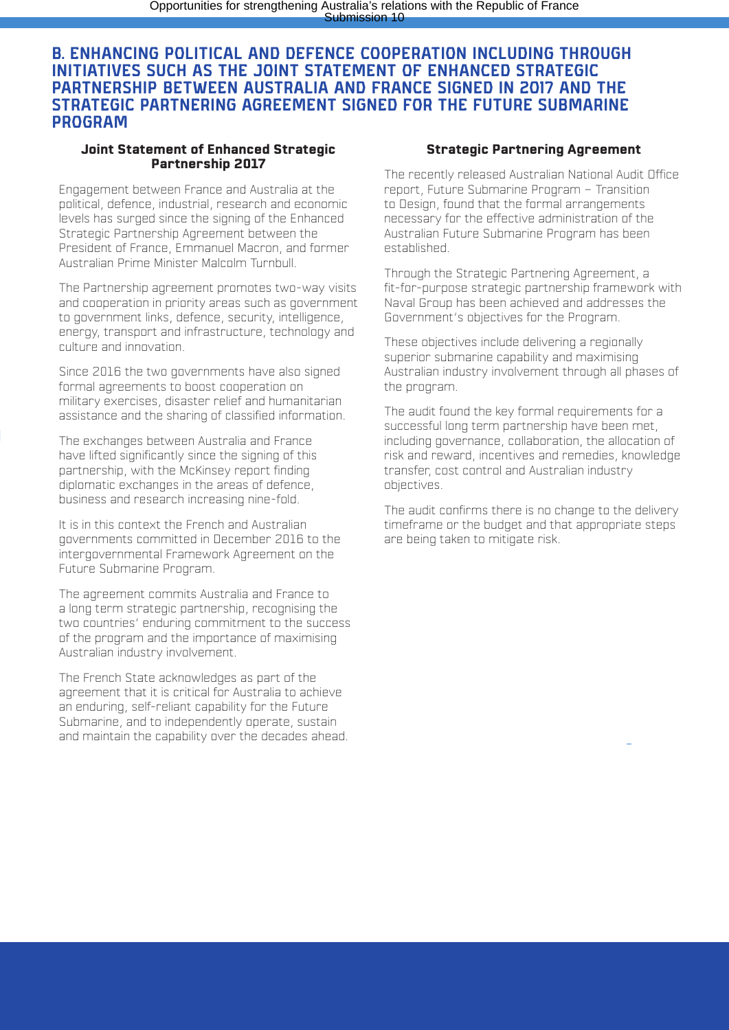## B. ENHANCING POLITICAL AND DEFENCE COOPERATION INCLUDING THROUGH INITIATIVES SUCH AS THE JOINT STATEMENT OF ENHANCED STRATEGIC PARTNERSHIP BETWEEN AUSTRALIA AND FRANCE SIGNED IN 2017 AND THE STRATEGIC PARTNERING AGREEMENT SIGNED FOR THE FUTURE SUBMARINE PROGRAM

### Joint Statement of Enhanced Strategic Partnership 2017

Engagement between France and Australia at the political, defence, industrial, research and economic levels has surged since the signing of the Enhanced Strategic Partnership Agreement between the President of France, Emmanuel Macron, and former Australian Prime Minister Malcolm Turnbull.

The Partnership agreement promotes two-way visits and cooperation in priority areas such as government to government links, defence, security, intelligence, energy, transport and infrastructure, technology and culture and innovation.

Since 2016 the two governments have also signed formal agreements to boost cooperation on military exercises, disaster relief and humanitarian assistance and the sharing of classified information.

The exchanges between Australia and France have lifted significantly since the signing of this partnership, with the McKinsey report finding diplomatic exchanges in the areas of defence, business and research increasing nine-fold.

It is in this context the French and Australian governments committed in December 2016 to the intergovernmental Framework Agreement on the Future Submarine Program.

The agreement commits Australia and France to a long term strategic partnership, recognising the two countries' enduring commitment to the success of the program and the importance of maximising Australian industry involvement.

The French State acknowledges as part of the agreement that it is critical for Australia to achieve an enduring, self-reliant capability for the Future Submarine, and to independently operate, sustain and maintain the capability over the decades ahead.

### Strategic Partnering Agreement

The recently released Australian National Audit Office report, Future Submarine Program – Transition to Design, found that the formal arrangements necessary for the effective administration of the Australian Future Submarine Program has been established.

Through the Strategic Partnering Agreement, a fit-for-purpose strategic partnership framework with Naval Group has been achieved and addresses the Government's objectives for the Program.

These objectives include delivering a regionally superior submarine capability and maximising Australian industry involvement through all phases of the program.

The audit found the key formal requirements for a successful long term partnership have been met, including governance, collaboration, the allocation of risk and reward, incentives and remedies, knowledge transfer, cost control and Australian industry objectives.

The audit confirms there is no change to the delivery timeframe or the budget and that appropriate steps are being taken to mitigate risk.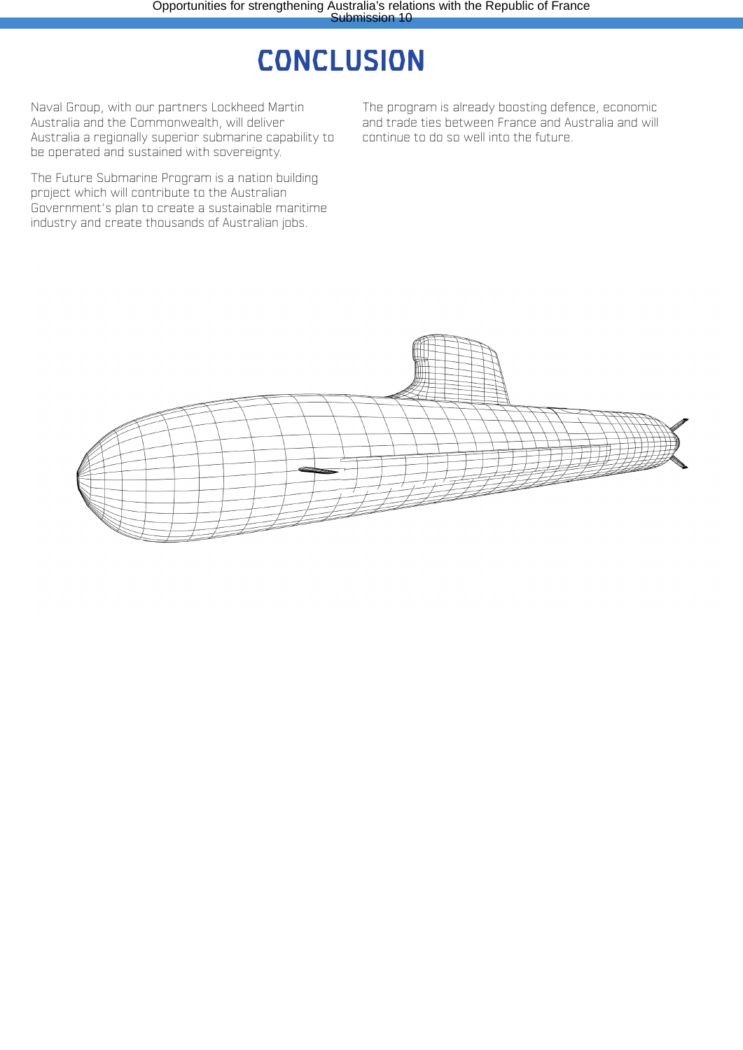# CONCLUSION

Naval Group, with our partners Lockheed Martin Australia and the Commonwealth, will deliver Australia a regionally superior submarine capability to be operated and sustained with sovereignty.

The Future Submarine Program is a nation building project which will contribute to the Australian Government's plan to create a sustainable maritime industry and create thousands of Australian jobs.

The program is already boosting defence, economic and trade ties between France and Australia and will continue to do so well into the future.